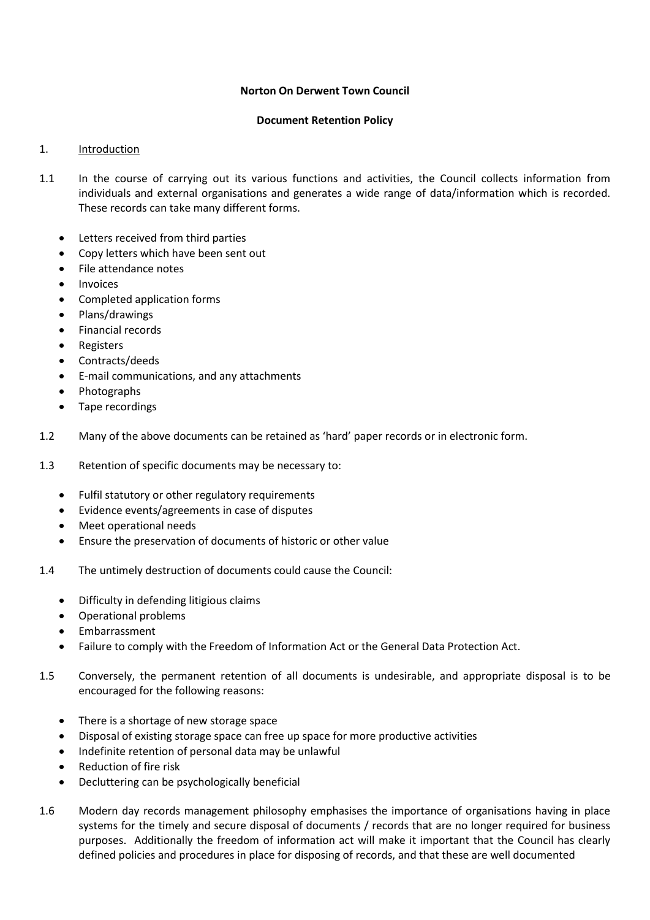**Norton On Derwent Town Council**

**Document Retention Policy**

1. Introduction

1.1 In the course of carrying out its various functions and activities, the Council collects information from individuals and external organisations and generates a wide range of data/information which is recorded. These records can take many different forms.

- Letters received from third parties
- Copy letters which have been sent out
- File attendance notes
- Invoices
- Completed application forms
- Plans/drawings
- Financial records
- Registers
- Contracts/deeds
- E-mail communications, and any attachments
- Photographs
- Tape recordings

1.2 Many of the above documents can be retained as 'hard' paper records or in electronic form.

1.3 Retention of specific documents may be necessary to:

- Fulfil statutory or other regulatory requirements
- Evidence events/agreements in case of disputes
- Meet operational needs
- Ensure the preservation of documents of historic or other value

1.4 The untimely destruction of documents could cause the Council:

- Difficulty in defending litigious claims
- Operational problems
- Embarrassment
- Failure to comply with the Freedom of Information Act or the General Data Protection Act.

1.5 Conversely, the permanent retention of all documents is undesirable, and appropriate disposal is to be encouraged for the following reasons:

- There is a shortage of new storage space
- Disposal of existing storage space can free up space for more productive activities
- Indefinite retention of personal data may be unlawful
- Reduction of fire risk
- Decluttering can be psychologically beneficial

1.6 Modern day records management philosophy emphasises the importance of organisations having in place systems for the timely and secure disposal of documents / records that are no longer required for business purposes. Additionally the freedom of information act will make it important that the Council has clearly defined policies and procedures in place for disposing of records, and that these are well documented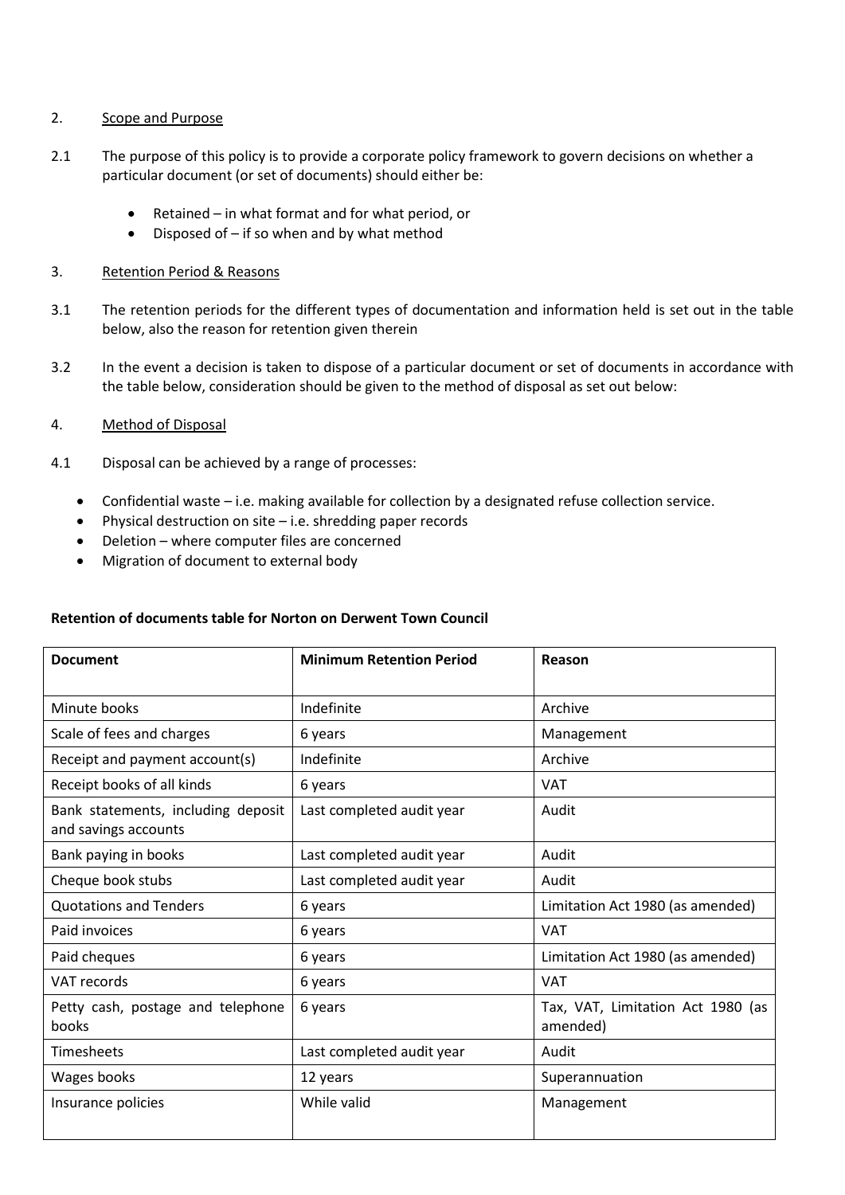## 2. Scope and Purpose

2.1 The purpose of this policy is to provide a corporate policy framework to govern decisions on whether a particular document (or set of documents) should either be:

- Retained – in what format and for what period, or
- Disposed of – if so when and by what method

## 3. Retention Period & Reasons

3.1 The retention periods for the different types of documentation and information held is set out in the table below, also the reason for retention given therein

3.2 In the event a decision is taken to dispose of a particular document or set of documents in accordance with the table below, consideration should be given to the method of disposal as set out below:

## 4. Method of Disposal

4.1 Disposal can be achieved by a range of processes:

- Confidential waste – i.e. making available for collection by a designated refuse collection service.
- Physical destruction on site – i.e. shredding paper records
- Deletion – where computer files are concerned
- Migration of document to external body

**Retention of documents table for Norton on Derwent Town Council**

| Document | Minimum Retention Period | Reason |
|---|---|---|
| Minute books | Indefinite | Archive |
| Scale of fees and charges | 6 years | Management |
| Receipt and payment account(s) | Indefinite | Archive |
| Receipt books of all kinds | 6 years | VAT |
| Bank statements, including deposit and savings accounts | Last completed audit year | Audit |
| Bank paying in books | Last completed audit year | Audit |
| Cheque book stubs | Last completed audit year | Audit |
| Quotations and Tenders | 6 years | Limitation Act 1980 (as amended) |
| Paid invoices | 6 years | VAT |
| Paid cheques | 6 years | Limitation Act 1980 (as amended) |
| VAT records | 6 years | VAT |
| Petty cash, postage and telephone books | 6 years | Tax, VAT, Limitation Act 1980 (as amended) |
| Timesheets | Last completed audit year | Audit |
| Wages books | 12 years | Superannuation |
| Insurance policies | While valid | Management |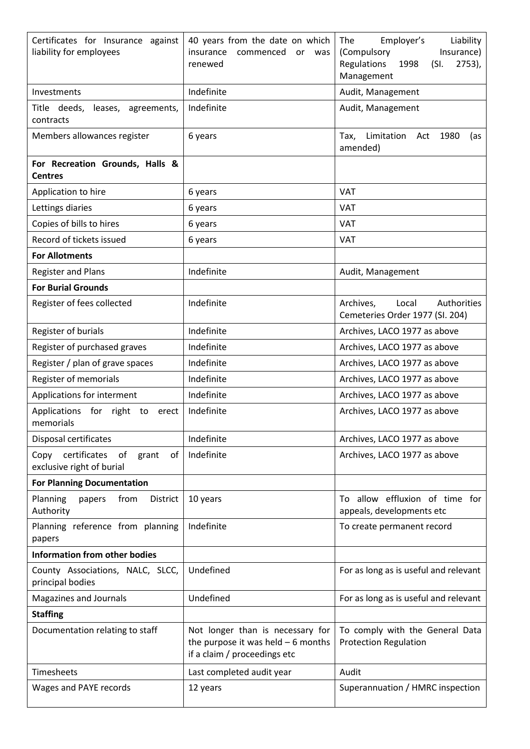| Certificates for Insurance against liability for employees | 40 years from the date on which insurance commenced or was renewed | The Employer's Liability (Compulsory Insurance) Regulations 1998 (SI. 2753), Management |
|---|---|---|
| Investments | Indefinite | Audit, Management |
| Title deeds, leases, agreements, contracts | Indefinite | Audit, Management |
| Members allowances register | 6 years | Tax, Limitation Act 1980 (as amended) |
| **For Recreation Grounds, Halls & Centres** | | |
| Application to hire | 6 years | VAT |
| Lettings diaries | 6 years | VAT |
| Copies of bills to hires | 6 years | VAT |
| Record of tickets issued | 6 years | VAT |
| **For Allotments** | | |
| Register and Plans | Indefinite | Audit, Management |
| **For Burial Grounds** | | |
| Register of fees collected | Indefinite | Archives, Local Authorities Cemeteries Order 1977 (SI. 204) |
| Register of burials | Indefinite | Archives, LACO 1977 as above |
| Register of purchased graves | Indefinite | Archives, LACO 1977 as above |
| Register / plan of grave spaces | Indefinite | Archives, LACO 1977 as above |
| Register of memorials | Indefinite | Archives, LACO 1977 as above |
| Applications for interment | Indefinite | Archives, LACO 1977 as above |
| Applications for right to erect memorials | Indefinite | Archives, LACO 1977 as above |
| Disposal certificates | Indefinite | Archives, LACO 1977 as above |
| Copy certificates of grant of exclusive right of burial | Indefinite | Archives, LACO 1977 as above |
| **For Planning Documentation** | | |
| Planning papers from District Authority | 10 years | To allow effluxion of time for appeals, developments etc |
| Planning reference from planning papers | Indefinite | To create permanent record |
| **Information from other bodies** | | |
| County Associations, NALC, SLCC, principal bodies | Undefined | For as long as is useful and relevant |
| Magazines and Journals | Undefined | For as long as is useful and relevant |
| **Staffing** | | |
| Documentation relating to staff | Not longer than is necessary for the purpose it was held – 6 months if a claim / proceedings etc | To comply with the General Data Protection Regulation |
| Timesheets | Last completed audit year | Audit |
| Wages and PAYE records | 12 years | Superannuation / HMRC inspection |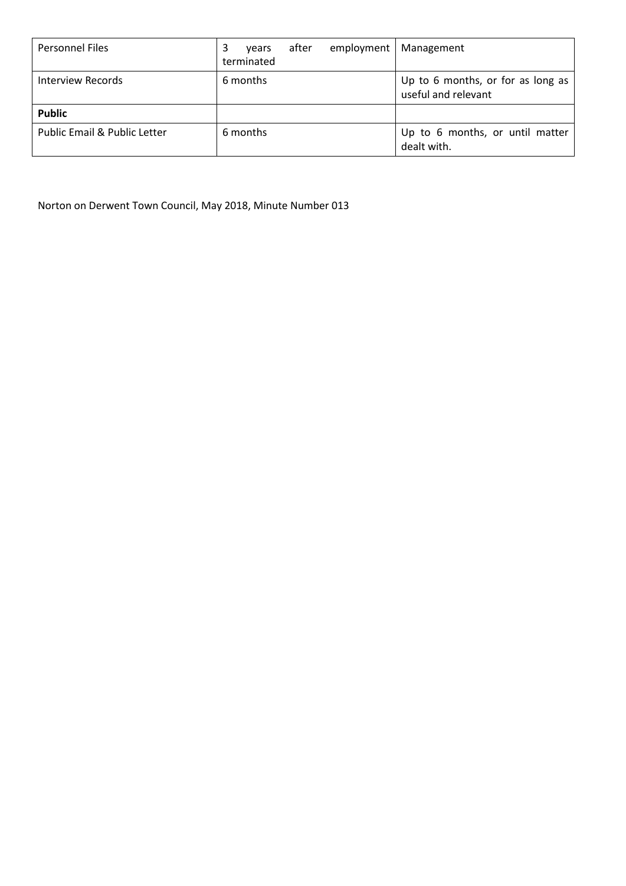| | | |
|---|---|---|
| Personnel Files | 3 years after employment terminated | Management |
| Interview Records | 6 months | Up to 6 months, or for as long as useful and relevant |
| **Public** | | |
| Public Email & Public Letter | 6 months | Up to 6 months, or until matter dealt with. |

Norton on Derwent Town Council, May 2018, Minute Number 013